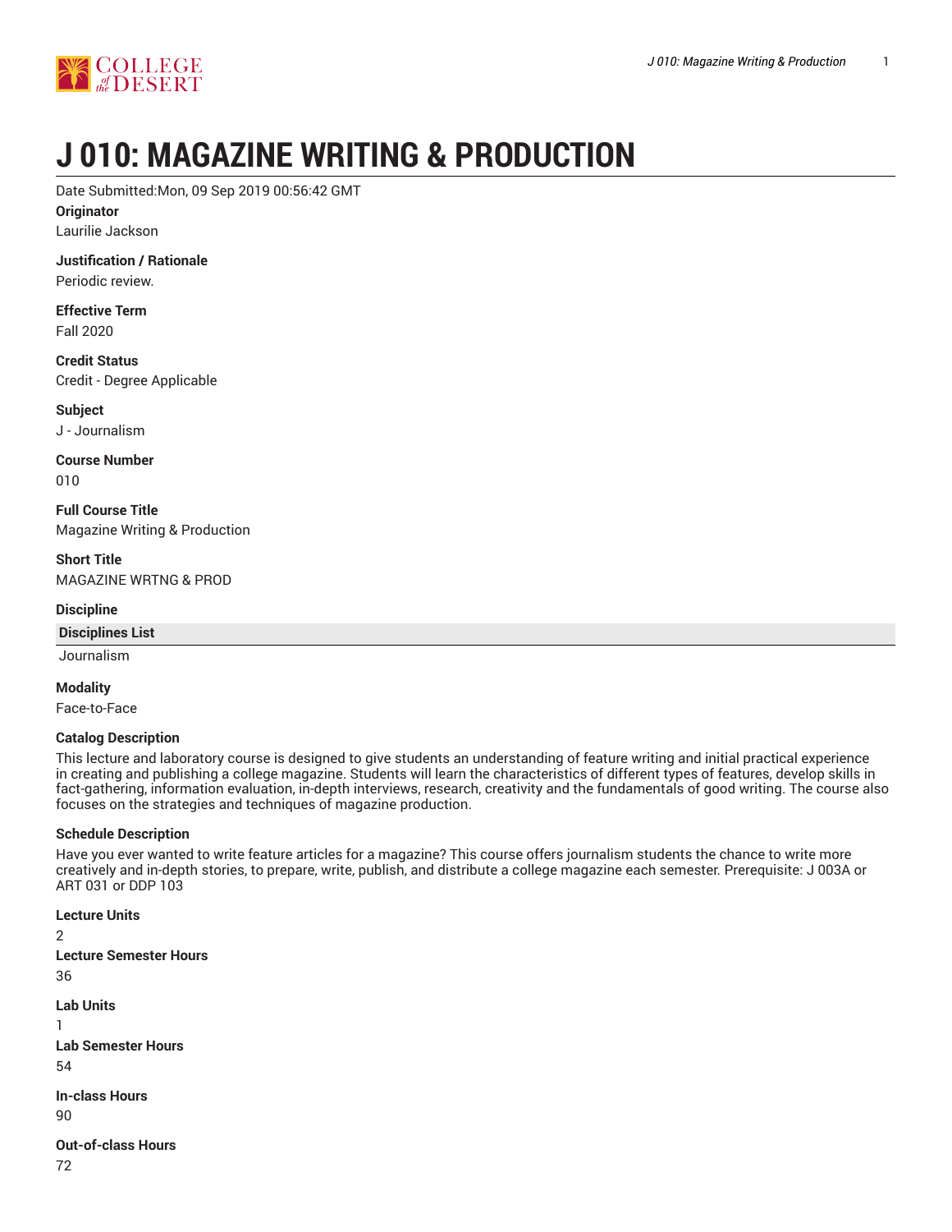# J 010: MAGAZINE WRITING & PRODUCTION

Date Submitted:Mon, 09 Sep 2019 00:56:42 GMT

**Originator**

Laurilie Jackson

**Justification / Rationale**

Periodic review.

**Effective Term**

Fall 2020

**Credit Status**

Credit - Degree Applicable

**Subject**

J - Journalism

**Course Number**

010

**Full Course Title**

Magazine Writing & Production

**Short Title**

MAGAZINE WRTNG & PROD

**Discipline**

| Disciplines List |
|---|
| Journalism |

**Modality**

Face-to-Face

**Catalog Description**

This lecture and laboratory course is designed to give students an understanding of feature writing and initial practical experience in creating and publishing a college magazine. Students will learn the characteristics of different types of features, develop skills in fact-gathering, information evaluation, in-depth interviews, research, creativity and the fundamentals of good writing. The course also focuses on the strategies and techniques of magazine production.

**Schedule Description**

Have you ever wanted to write feature articles for a magazine? This course offers journalism students the chance to write more creatively and in-depth stories, to prepare, write, publish, and distribute a college magazine each semester. Prerequisite: J 003A or ART 031 or DDP 103

**Lecture Units**

2

**Lecture Semester Hours**

36

**Lab Units**

1

**Lab Semester Hours**

54

**In-class Hours**

90

**Out-of-class Hours**

72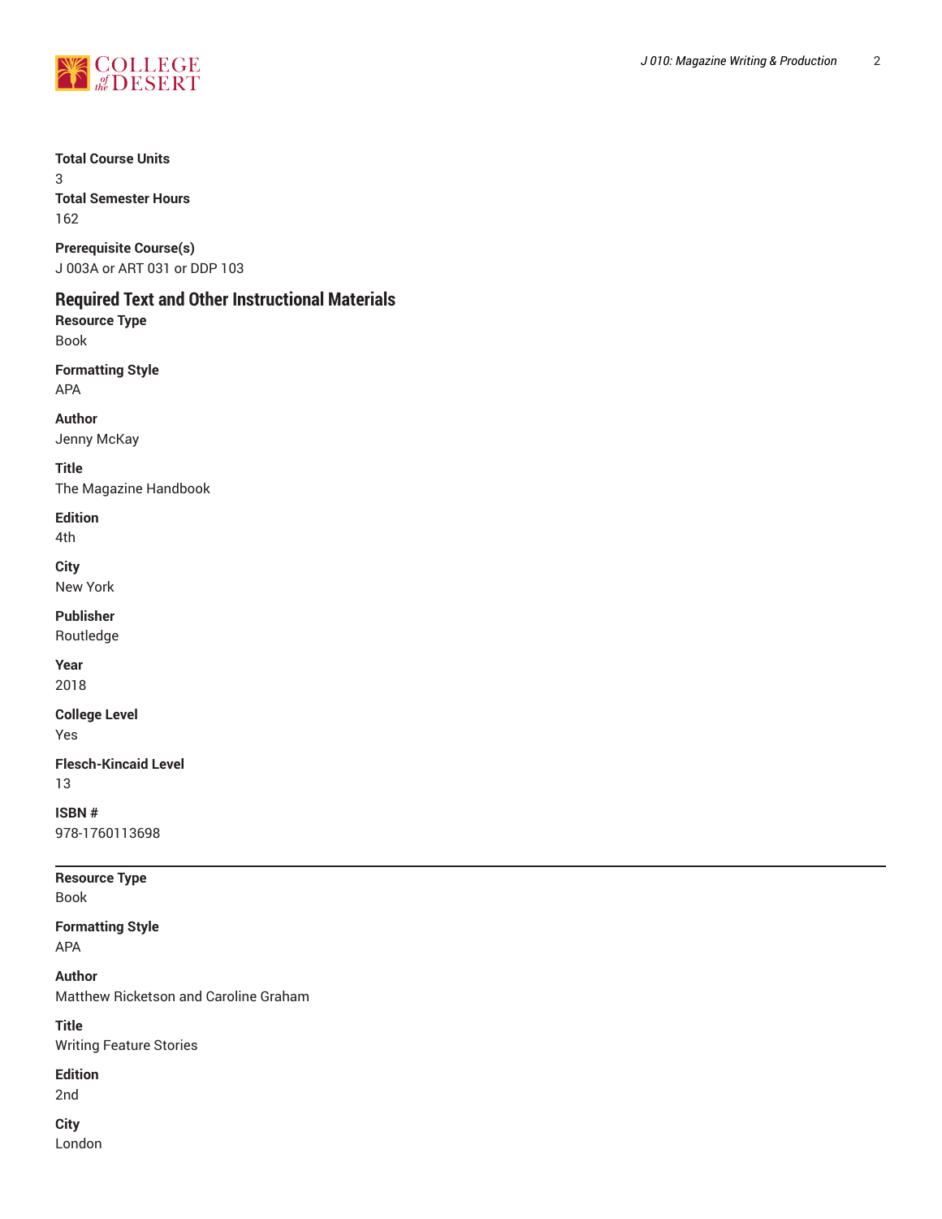**Total Course Units**
3
**Total Semester Hours**
162

**Prerequisite Course(s)**
J 003A or ART 031 or DDP 103

## Required Text and Other Instructional Materials

**Resource Type**
Book

**Formatting Style**
APA

**Author**
Jenny McKay

**Title**
The Magazine Handbook

**Edition**
4th

**City**
New York

**Publisher**
Routledge

**Year**
2018

**College Level**
Yes

**Flesch-Kincaid Level**
13

**ISBN #**
978-1760113698

---

**Resource Type**
Book

**Formatting Style**
APA

**Author**
Matthew Ricketson and Caroline Graham

**Title**
Writing Feature Stories

**Edition**
2nd

**City**
London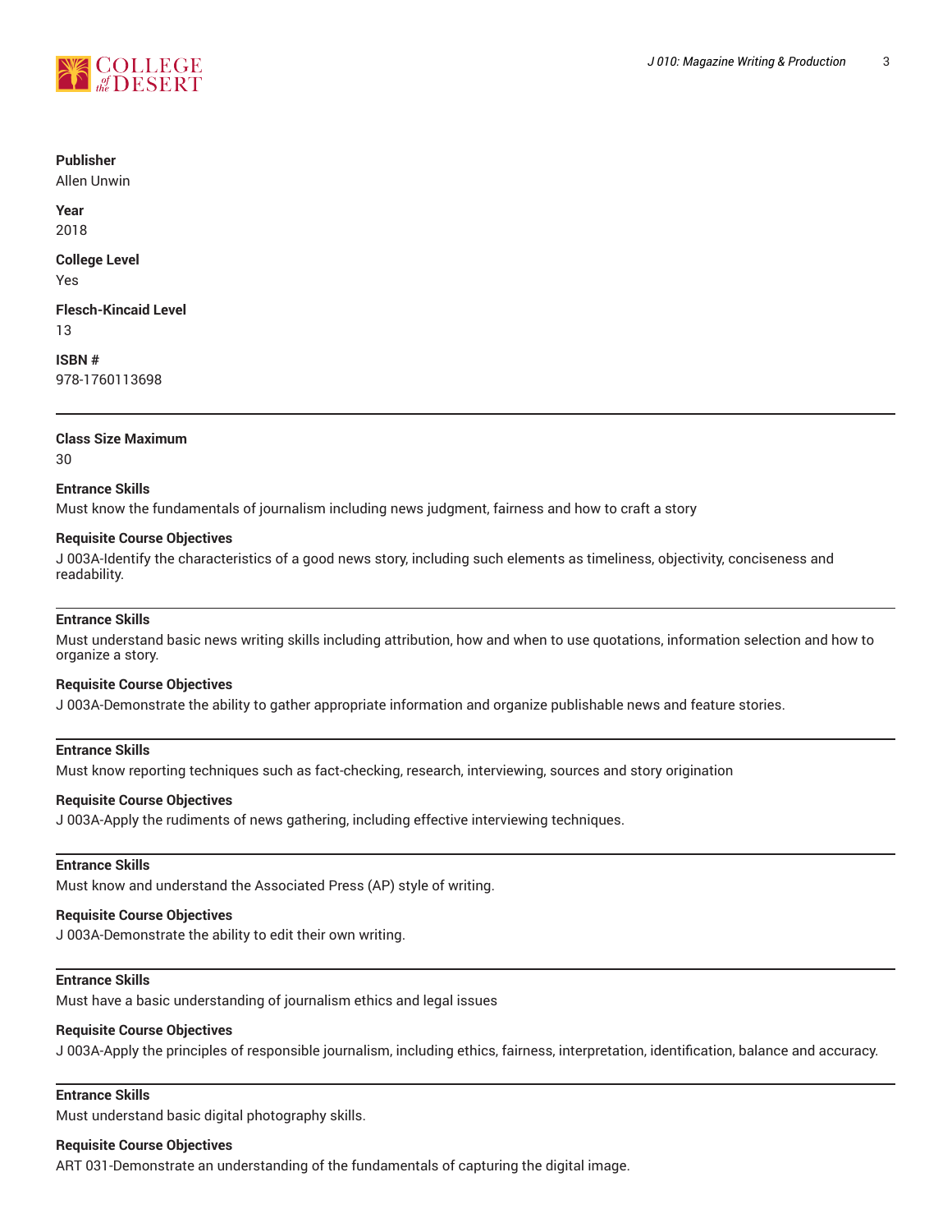**Publisher**
Allen Unwin

**Year**
2018

**College Level**
Yes

**Flesch-Kincaid Level**
13

**ISBN #**
978-1760113698

---

**Class Size Maximum**
30

**Entrance Skills**
Must know the fundamentals of journalism including news judgment, fairness and how to craft a story

**Requisite Course Objectives**
J 003A-Identify the characteristics of a good news story, including such elements as timeliness, objectivity, conciseness and readability.

---

**Entrance Skills**
Must understand basic news writing skills including attribution, how and when to use quotations, information selection and how to organize a story.

**Requisite Course Objectives**
J 003A-Demonstrate the ability to gather appropriate information and organize publishable news and feature stories.

---

**Entrance Skills**
Must know reporting techniques such as fact-checking, research, interviewing, sources and story origination

**Requisite Course Objectives**
J 003A-Apply the rudiments of news gathering, including effective interviewing techniques.

---

**Entrance Skills**
Must know and understand the Associated Press (AP) style of writing.

**Requisite Course Objectives**
J 003A-Demonstrate the ability to edit their own writing.

---

**Entrance Skills**
Must have a basic understanding of journalism ethics and legal issues

**Requisite Course Objectives**
J 003A-Apply the principles of responsible journalism, including ethics, fairness, interpretation, identification, balance and accuracy.

---

**Entrance Skills**
Must understand basic digital photography skills.

**Requisite Course Objectives**
ART 031-Demonstrate an understanding of the fundamentals of capturing the digital image.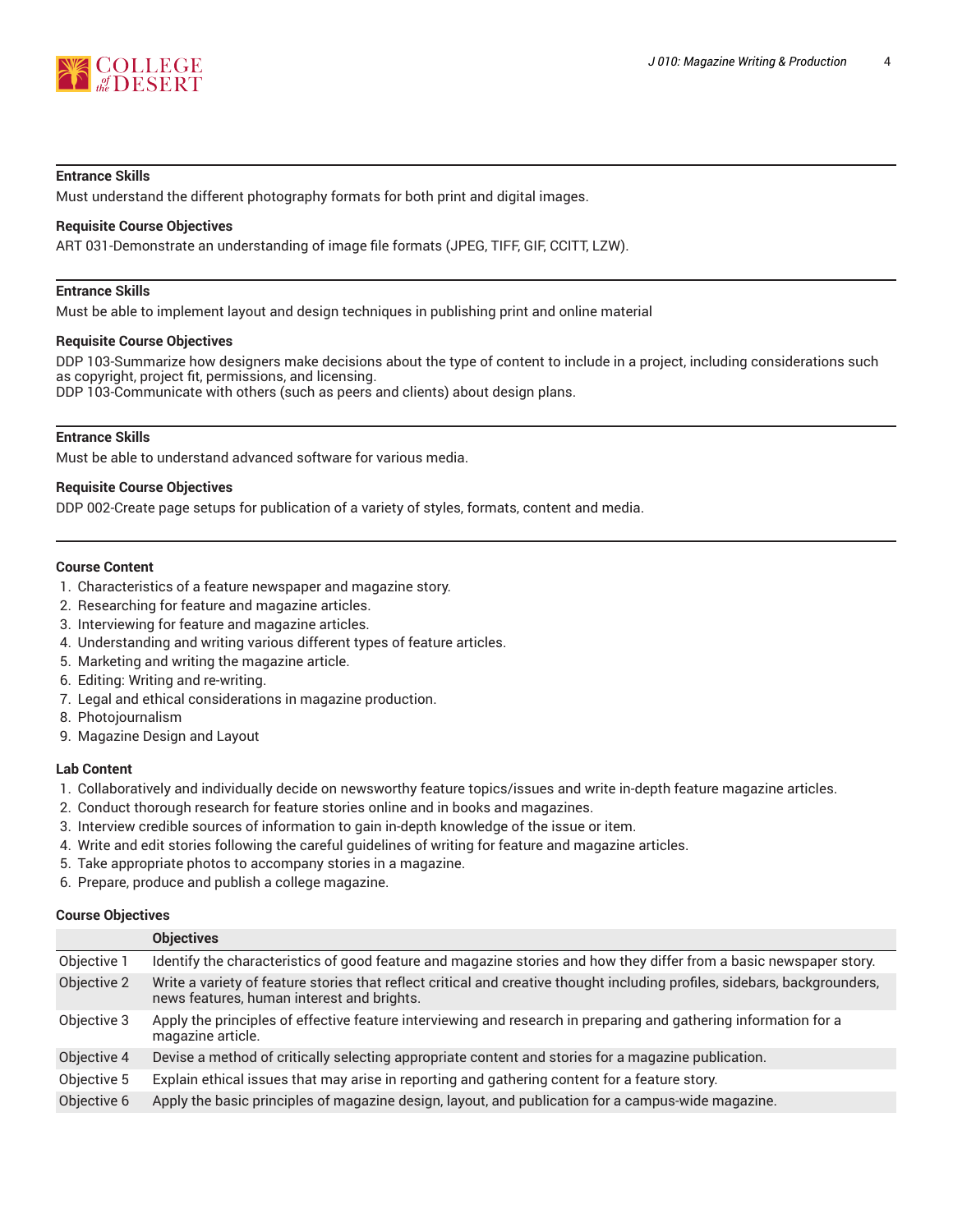#### Entrance Skills

Must understand the different photography formats for both print and digital images.

#### Requisite Course Objectives

ART 031-Demonstrate an understanding of image file formats (JPEG, TIFF, GIF, CCITT, LZW).

---

#### Entrance Skills

Must be able to implement layout and design techniques in publishing print and online material

#### Requisite Course Objectives

DDP 103-Summarize how designers make decisions about the type of content to include in a project, including considerations such as copyright, project fit, permissions, and licensing.
DDP 103-Communicate with others (such as peers and clients) about design plans.

---

#### Entrance Skills

Must be able to understand advanced software for various media.

#### Requisite Course Objectives

DDP 002-Create page setups for publication of a variety of styles, formats, content and media.

---

#### Course Content

1. Characteristics of a feature newspaper and magazine story.
2. Researching for feature and magazine articles.
3. Interviewing for feature and magazine articles.
4. Understanding and writing various different types of feature articles.
5. Marketing and writing the magazine article.
6. Editing: Writing and re-writing.
7. Legal and ethical considerations in magazine production.
8. Photojournalism
9. Magazine Design and Layout

#### Lab Content

1. Collaboratively and individually decide on newsworthy feature topics/issues and write in-depth feature magazine articles.
2. Conduct thorough research for feature stories online and in books and magazines.
3. Interview credible sources of information to gain in-depth knowledge of the issue or item.
4. Write and edit stories following the careful guidelines of writing for feature and magazine articles.
5. Take appropriate photos to accompany stories in a magazine.
6. Prepare, produce and publish a college magazine.

#### Course Objectives

| | Objectives |
|---|---|
| Objective 1 | Identify the characteristics of good feature and magazine stories and how they differ from a basic newspaper story. |
| Objective 2 | Write a variety of feature stories that reflect critical and creative thought including profiles, sidebars, backgrounders, news features, human interest and brights. |
| Objective 3 | Apply the principles of effective feature interviewing and research in preparing and gathering information for a magazine article. |
| Objective 4 | Devise a method of critically selecting appropriate content and stories for a magazine publication. |
| Objective 5 | Explain ethical issues that may arise in reporting and gathering content for a feature story. |
| Objective 6 | Apply the basic principles of magazine design, layout, and publication for a campus-wide magazine. |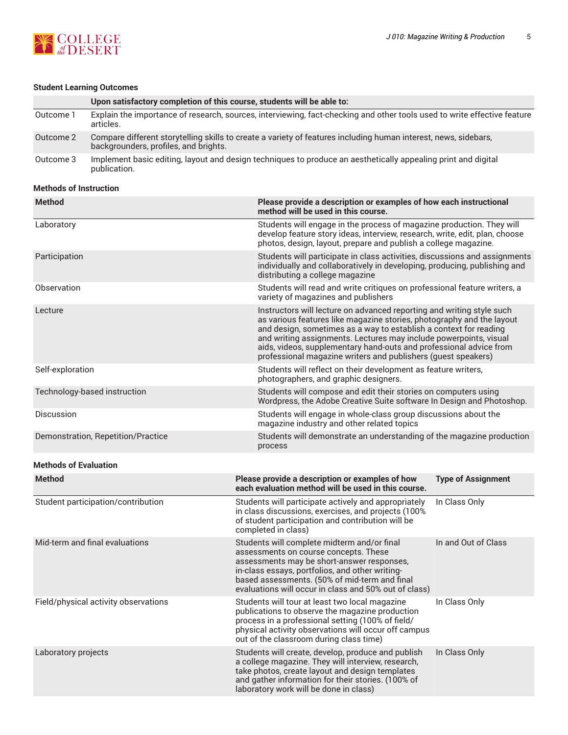### Student Learning Outcomes

| | Upon satisfactory completion of this course, students will be able to: |
|---|---|
| Outcome 1 | Explain the importance of research, sources, interviewing, fact-checking and other tools used to write effective feature articles. |
| Outcome 2 | Compare different storytelling skills to create a variety of features including human interest, news, sidebars, backgrounders, profiles, and brights. |
| Outcome 3 | Implement basic editing, layout and design techniques to produce an aesthetically appealing print and digital publication. |

### Methods of Instruction

| Method | Please provide a description or examples of how each instructional method will be used in this course. |
|---|---|
| Laboratory | Students will engage in the process of magazine production. They will develop feature story ideas, interview, research, write, edit, plan, choose photos, design, layout, prepare and publish a college magazine. |
| Participation | Students will participate in class activities, discussions and assignments individually and collaboratively in developing, producing, publishing and distributing a college magazine |
| Observation | Students will read and write critiques on professional feature writers, a variety of magazines and publishers |
| Lecture | Instructors will lecture on advanced reporting and writing style such as various features like magazine stories, photography and the layout and design, sometimes as a way to establish a context for reading and writing assignments. Lectures may include powerpoints, visual aids, videos, supplementary hand-outs and professional advice from professional magazine writers and publishers (guest speakers) |
| Self-exploration | Students will reflect on their development as feature writers, photographers, and graphic designers. |
| Technology-based instruction | Students will compose and edit their stories on computers using Wordpress, the Adobe Creative Suite software In Design and Photoshop. |
| Discussion | Students will engage in whole-class group discussions about the magazine industry and other related topics |
| Demonstration, Repetition/Practice | Students will demonstrate an understanding of the magazine production process |

### Methods of Evaluation

| Method | Please provide a description or examples of how each evaluation method will be used in this course. | Type of Assignment |
|---|---|---|
| Student participation/contribution | Students will participate actively and appropriately in class discussions, exercises, and projects (100% of student participation and contribution will be completed in class) | In Class Only |
| Mid-term and final evaluations | Students will complete midterm and/or final assessments on course concepts. These assessments may be short-answer responses, in-class essays, portfolios, and other writing-based assessments. (50% of mid-term and final evaluations will occur in class and 50% out of class) | In and Out of Class |
| Field/physical activity observations | Students will tour at least two local magazine publications to observe the magazine production process in a professional setting (100% of field/physical activity observations will occur off campus out of the classroom during class time) | In Class Only |
| Laboratory projects | Students will create, develop, produce and publish a college magazine. They will interview, research, take photos, create layout and design templates and gather information for their stories. (100% of laboratory work will be done in class) | In Class Only |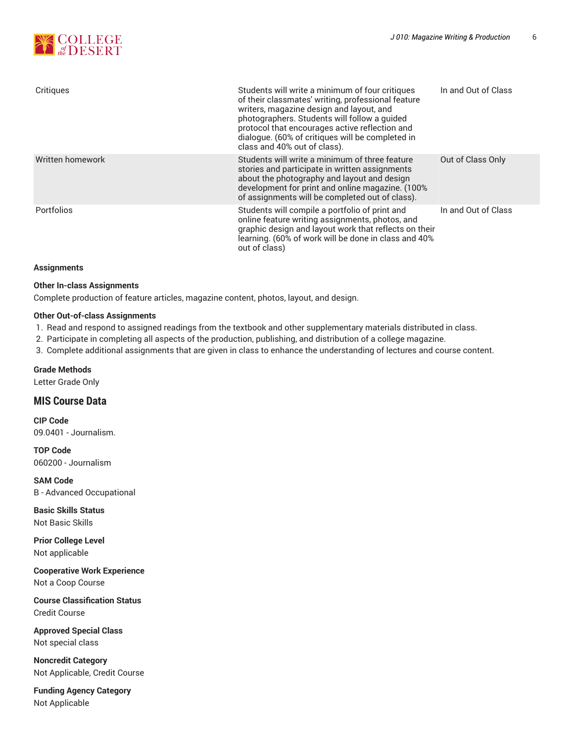| | | |
|---|---|---|
| Critiques | Students will write a minimum of four critiques of their classmates' writing, professional feature writers, magazine design and layout, and photographers. Students will follow a guided protocol that encourages active reflection and dialogue. (60% of critiques will be completed in class and 40% out of class). | In and Out of Class |
| Written homework | Students will write a minimum of three feature stories and participate in written assignments about the photography and layout and design development for print and online magazine. (100% of assignments will be completed out of class). | Out of Class Only |
| Portfolios | Students will compile a portfolio of print and online feature writing assignments, photos, and graphic design and layout work that reflects on their learning. (60% of work will be done in class and 40% out of class) | In and Out of Class |

**Assignments**

**Other In-class Assignments**

Complete production of feature articles, magazine content, photos, layout, and design.

**Other Out-of-class Assignments**

1. Read and respond to assigned readings from the textbook and other supplementary materials distributed in class.
2. Participate in completing all aspects of the production, publishing, and distribution of a college magazine.
3. Complete additional assignments that are given in class to enhance the understanding of lectures and course content.

**Grade Methods**

Letter Grade Only

## MIS Course Data

**CIP Code**

09.0401 - Journalism.

**TOP Code**

060200 - Journalism

**SAM Code**

B - Advanced Occupational

**Basic Skills Status**

Not Basic Skills

**Prior College Level**

Not applicable

**Cooperative Work Experience**

Not a Coop Course

**Course Classification Status**

Credit Course

**Approved Special Class**

Not special class

**Noncredit Category**

Not Applicable, Credit Course

**Funding Agency Category**

Not Applicable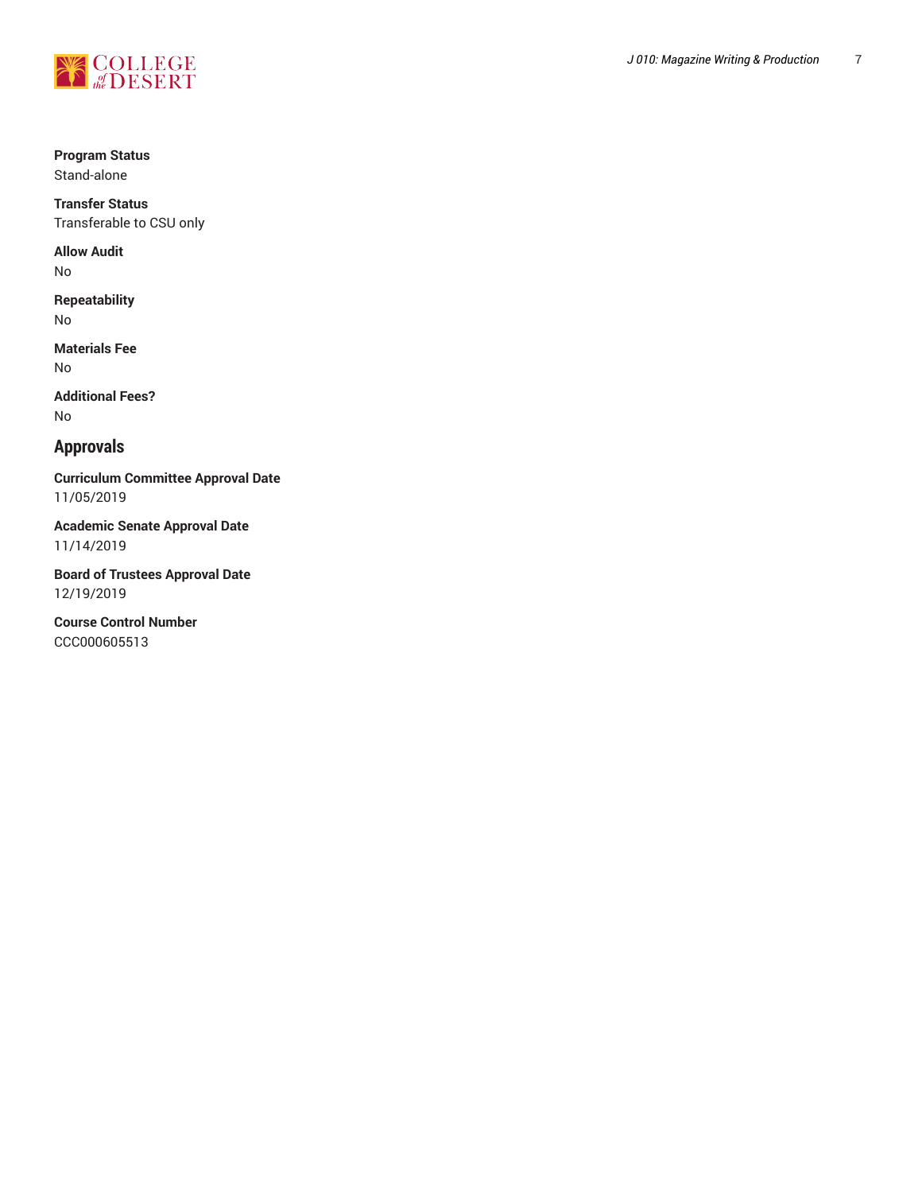**Program Status**
Stand-alone

**Transfer Status**
Transferable to CSU only

**Allow Audit**
No

**Repeatability**
No

**Materials Fee**
No

**Additional Fees?**
No

## Approvals

**Curriculum Committee Approval Date**
11/05/2019

**Academic Senate Approval Date**
11/14/2019

**Board of Trustees Approval Date**
12/19/2019

**Course Control Number**
CCC000605513